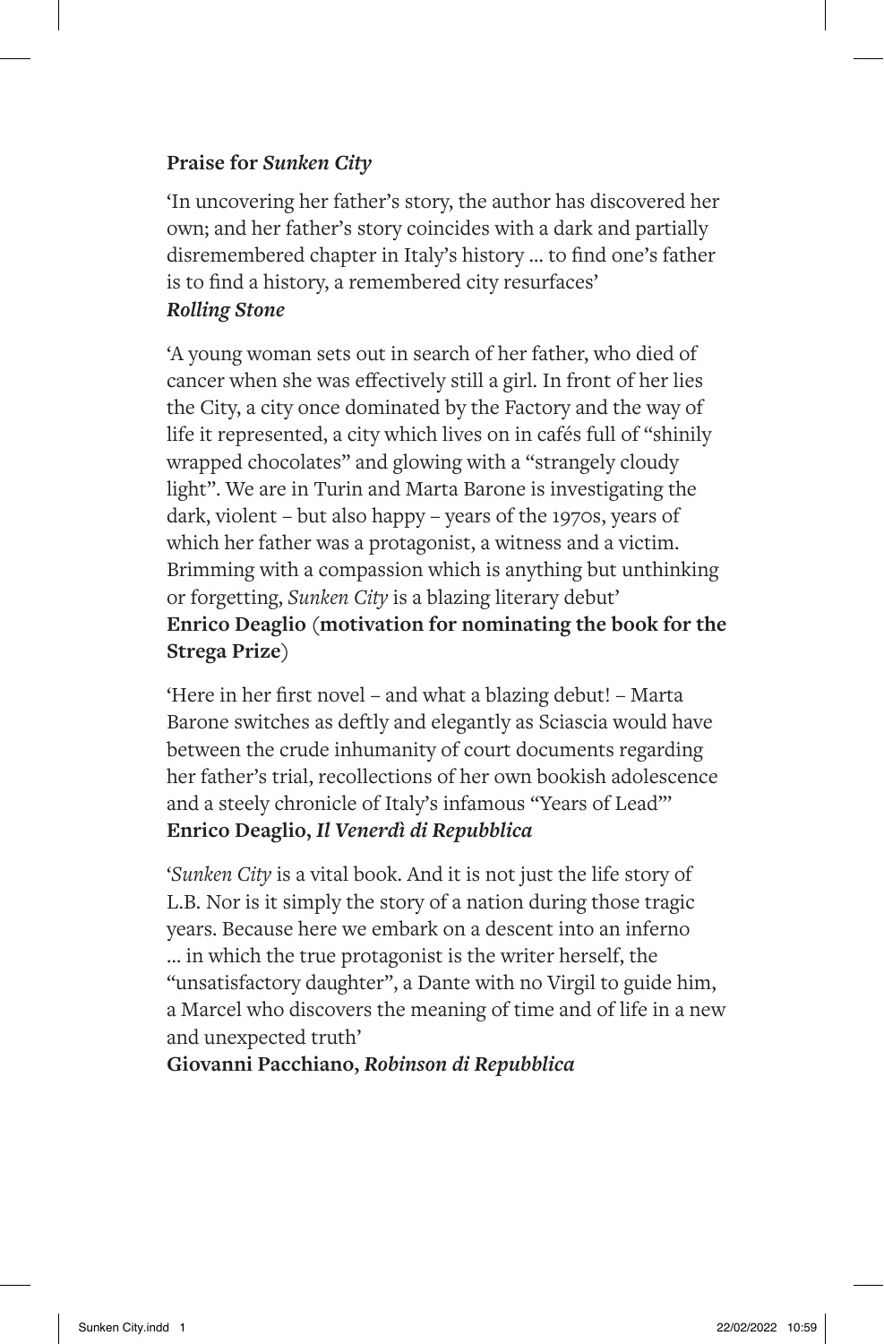**Praise for *Sunken City***

'In uncovering her father's story, the author has discovered her own; and her father's story coincides with a dark and partially disremembered chapter in Italy's history ... to find one's father is to find a history, a remembered city resurfaces'
***Rolling Stone***

'A young woman sets out in search of her father, who died of cancer when she was effectively still a girl. In front of her lies the City, a city once dominated by the Factory and the way of life it represented, a city which lives on in cafés full of "shinily wrapped chocolates" and glowing with a "strangely cloudy light". We are in Turin and Marta Barone is investigating the dark, violent – but also happy – years of the 1970s, years of which her father was a protagonist, a witness and a victim. Brimming with a compassion which is anything but unthinking or forgetting, *Sunken City* is a blazing literary debut'
**Enrico Deaglio** (**motivation for nominating the book for the Strega Prize**)

'Here in her first novel – and what a blazing debut! – Marta Barone switches as deftly and elegantly as Sciascia would have between the crude inhumanity of court documents regarding her father's trial, recollections of her own bookish adolescence and a steely chronicle of Italy's infamous "Years of Lead"'
**Enrico Deaglio, *Il Venerdì di Repubblica***

'*Sunken City* is a vital book. And it is not just the life story of L.B. Nor is it simply the story of a nation during those tragic years. Because here we embark on a descent into an inferno ... in which the true protagonist is the writer herself, the "unsatisfactory daughter", a Dante with no Virgil to guide him, a Marcel who discovers the meaning of time and of life in a new and unexpected truth'
**Giovanni Pacchiano, *Robinson di Repubblica***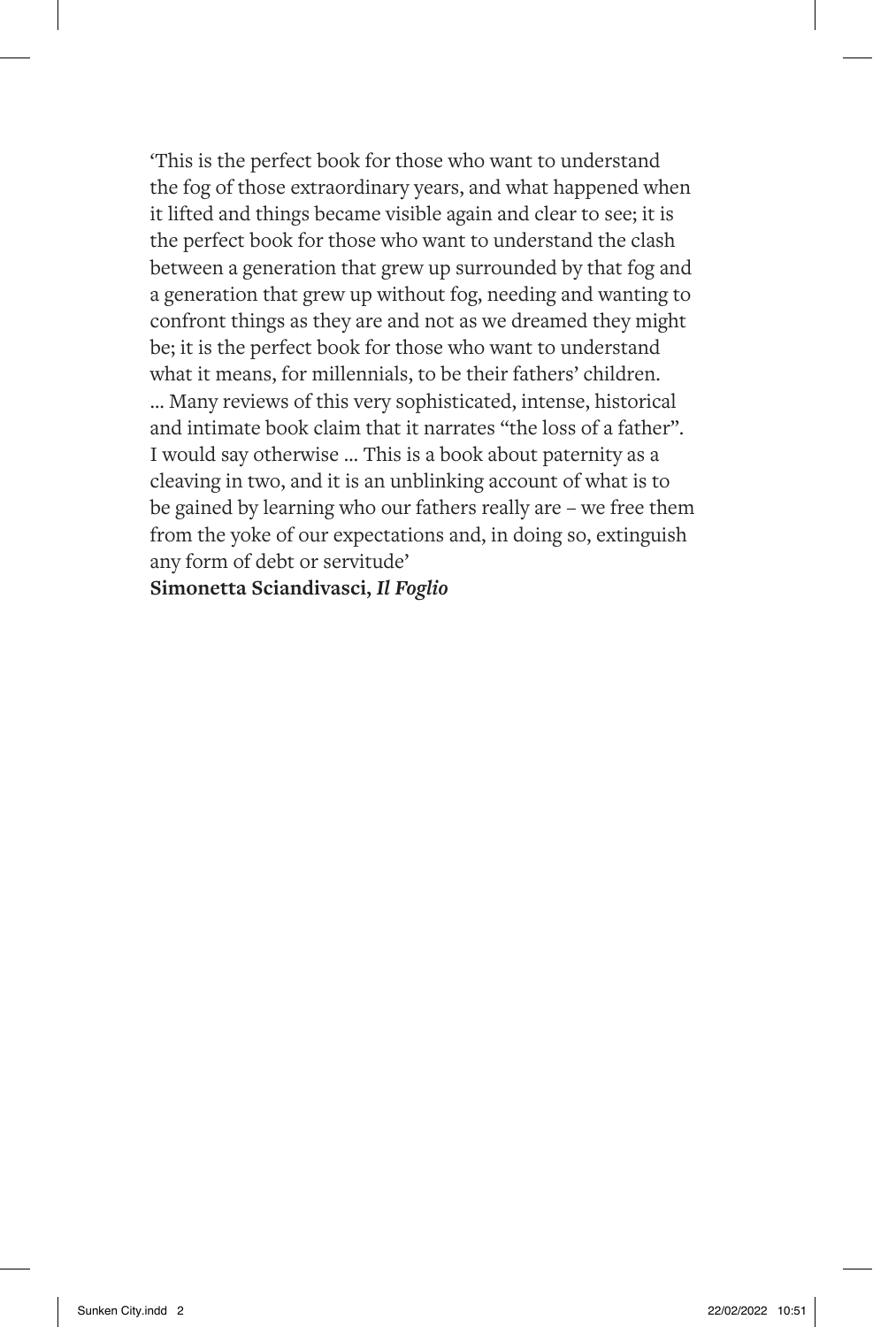'This is the perfect book for those who want to understand the fog of those extraordinary years, and what happened when it lifted and things became visible again and clear to see; it is the perfect book for those who want to understand the clash between a generation that grew up surrounded by that fog and a generation that grew up without fog, needing and wanting to confront things as they are and not as we dreamed they might be; it is the perfect book for those who want to understand what it means, for millennials, to be their fathers' children. … Many reviews of this very sophisticated, intense, historical and intimate book claim that it narrates "the loss of a father". I would say otherwise … This is a book about paternity as a cleaving in two, and it is an unblinking account of what is to be gained by learning who our fathers really are – we free them from the yoke of our expectations and, in doing so, extinguish any form of debt or servitude'

**Simonetta Sciandivasci, *Il Foglio***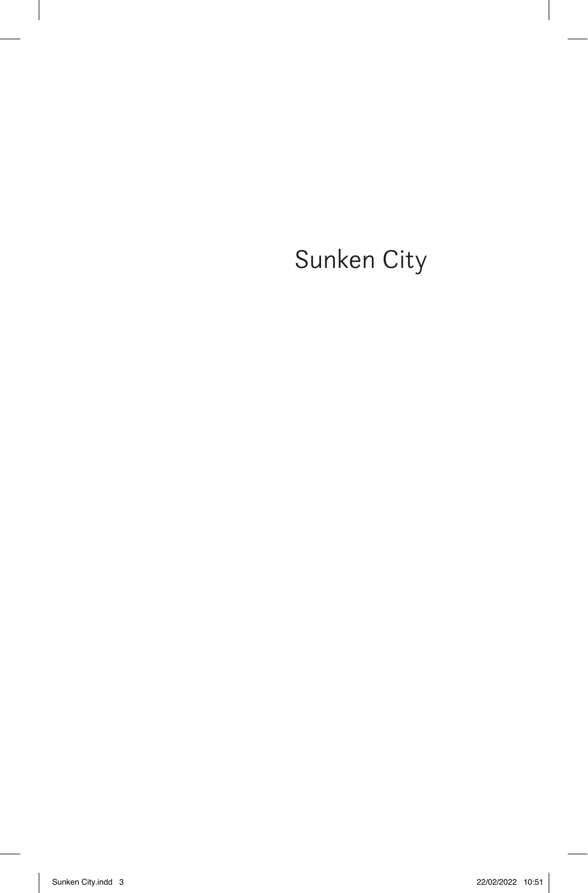# Sunken City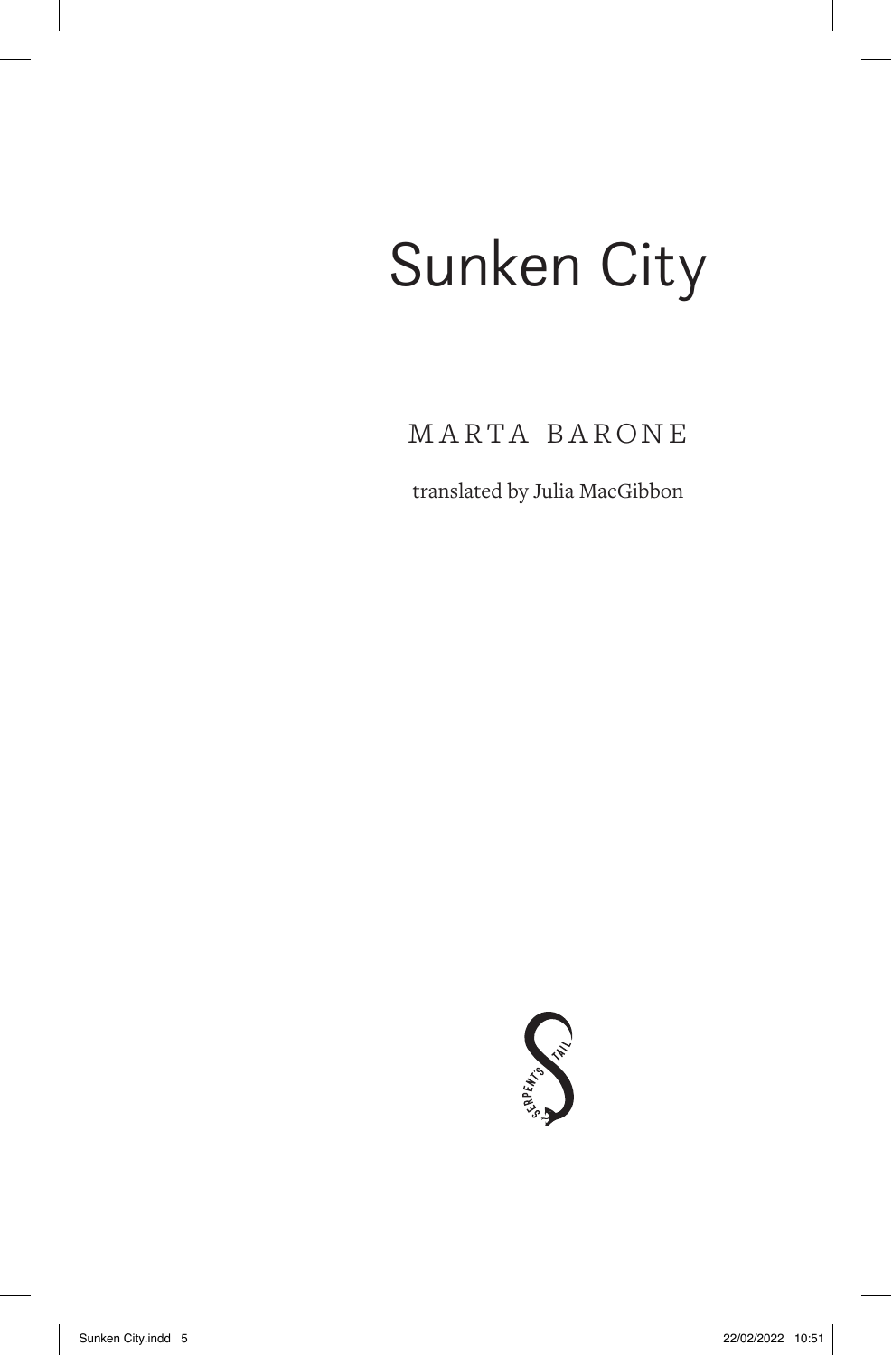# Sunken City

MARTA BARONE

translated by Julia MacGibbon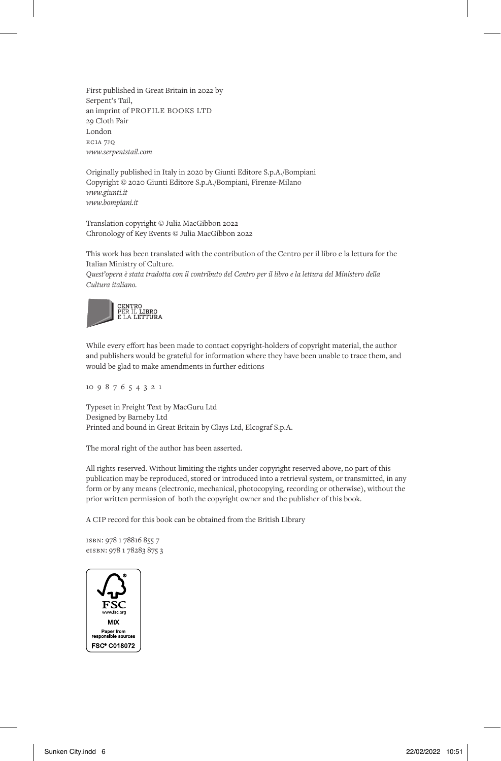First published in Great Britain in 2022 by
Serpent's Tail,
an imprint of PROFILE BOOKS LTD
29 Cloth Fair
London
EC1A 7JQ
*www.serpentstail.com*

Originally published in Italy in 2020 by Giunti Editore S.p.A./Bompiani
Copyright © 2020 Giunti Editore S.p.A./Bompiani, Firenze-Milano
*www.giunti.it*
*www.bompiani.it*

Translation copyright © Julia MacGibbon 2022
Chronology of Key Events © Julia MacGibbon 2022

This work has been translated with the contribution of the Centro per il libro e la lettura for the Italian Ministry of Culture.
*Quest'opera è stata tradotta con il contributo del Centro per il libro e la lettura del Ministero della Cultura italiano.*

CENTRO PER IL LIBRO E LA LETTURA

While every effort has been made to contact copyright-holders of copyright material, the author and publishers would be grateful for information where they have been unable to trace them, and would be glad to make amendments in further editions

10 9 8 7 6 5 4 3 2 1

Typeset in Freight Text by MacGuru Ltd
Designed by Barneby Ltd
Printed and bound in Great Britain by Clays Ltd, Elcograf S.p.A.

The moral right of the author has been asserted.

All rights reserved. Without limiting the rights under copyright reserved above, no part of this publication may be reproduced, stored or introduced into a retrieval system, or transmitted, in any form or by any means (electronic, mechanical, photocopying, recording or otherwise), without the prior written permission of both the copyright owner and the publisher of this book.

A CIP record for this book can be obtained from the British Library

ISBN: 978 1 78816 855 7
eISBN: 978 1 78283 875 3

FSC
www.fsc.org
MIX
Paper from responsible sources
FSC® C018072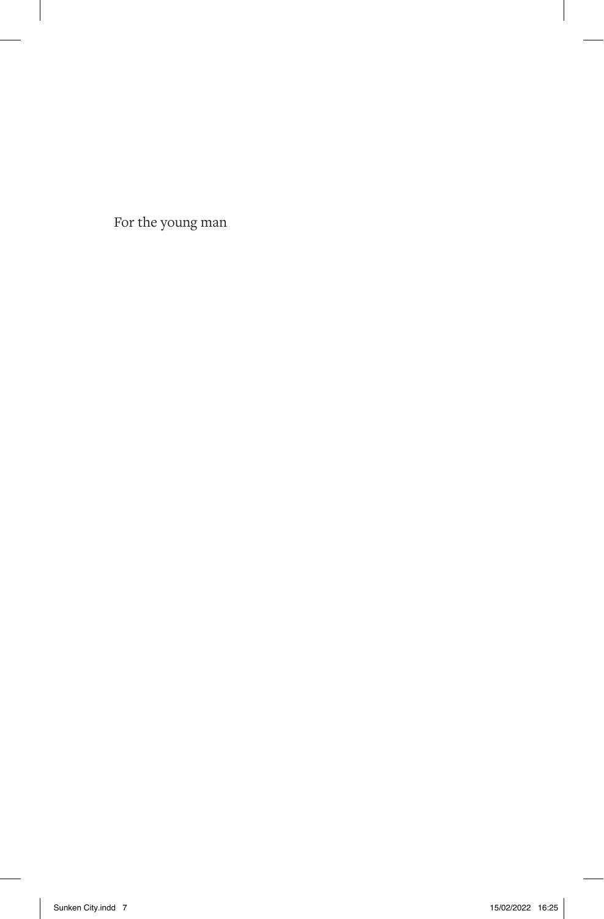For the young man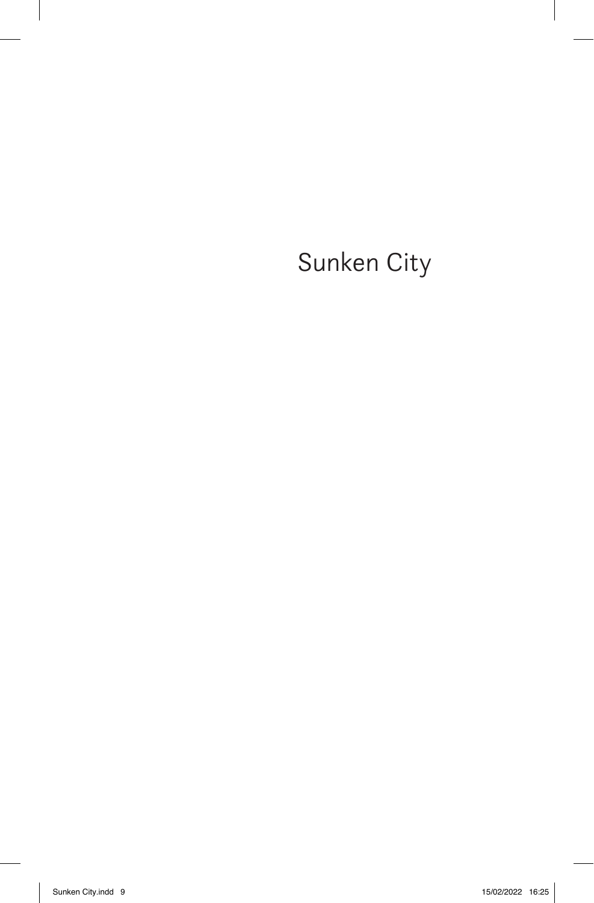# Sunken City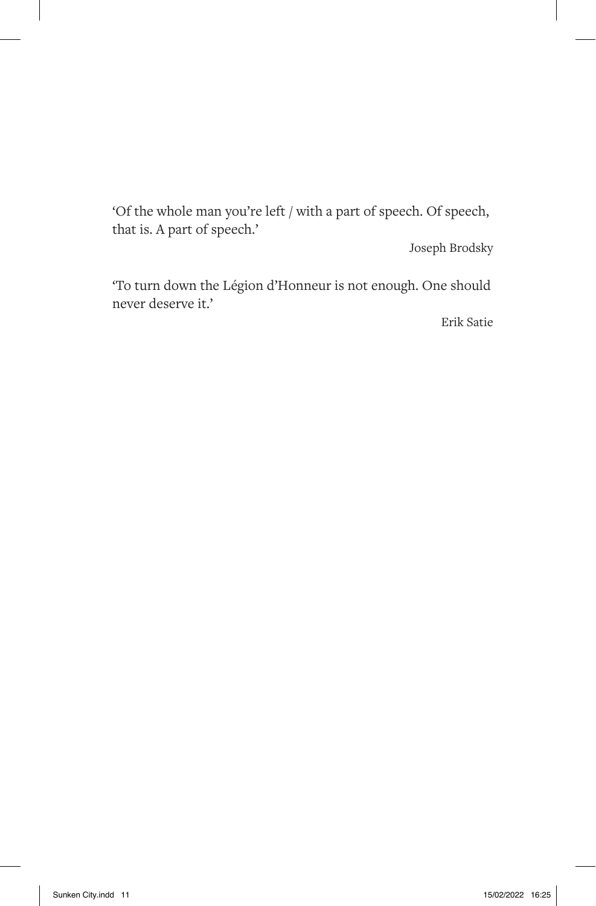'Of the whole man you're left / with a part of speech. Of speech, that is. A part of speech.'

Joseph Brodsky

'To turn down the Légion d'Honneur is not enough. One should never deserve it.'

Erik Satie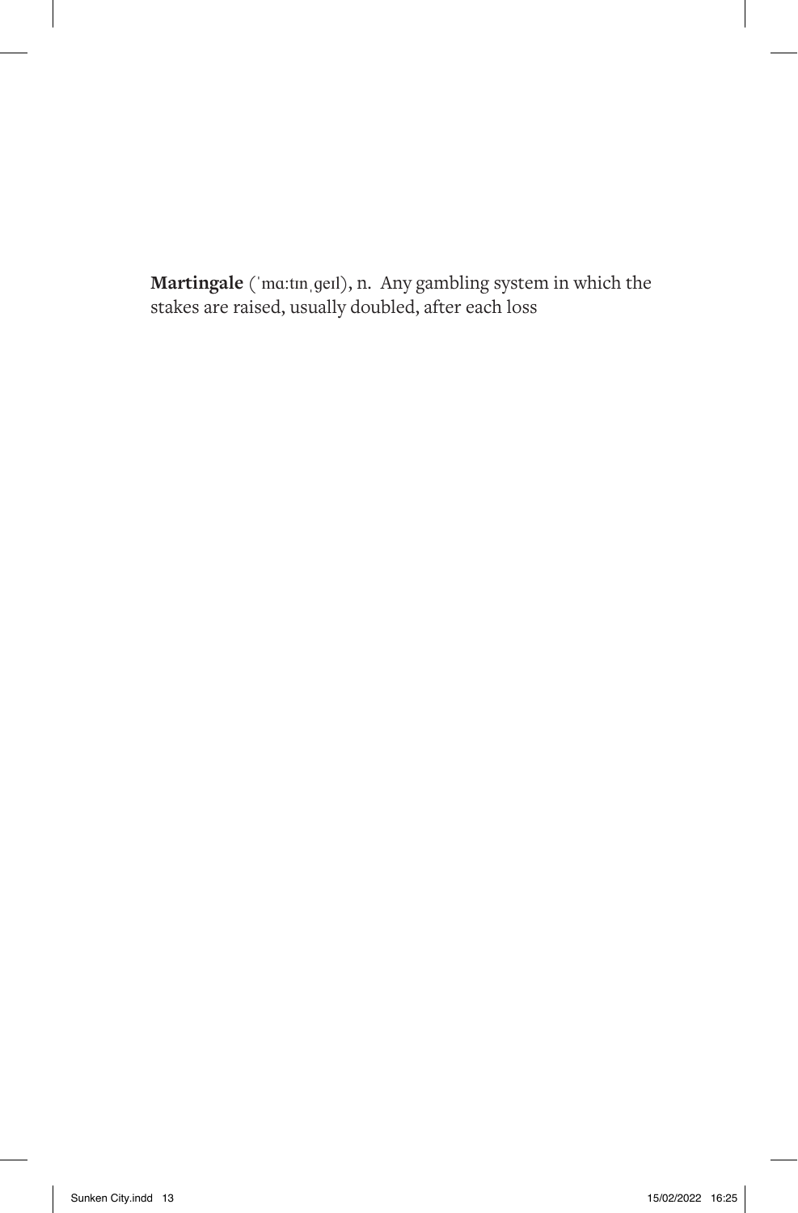**Martingale** (ˈmɑːtɪnˌɡeɪl), n. Any gambling system in which the stakes are raised, usually doubled, after each loss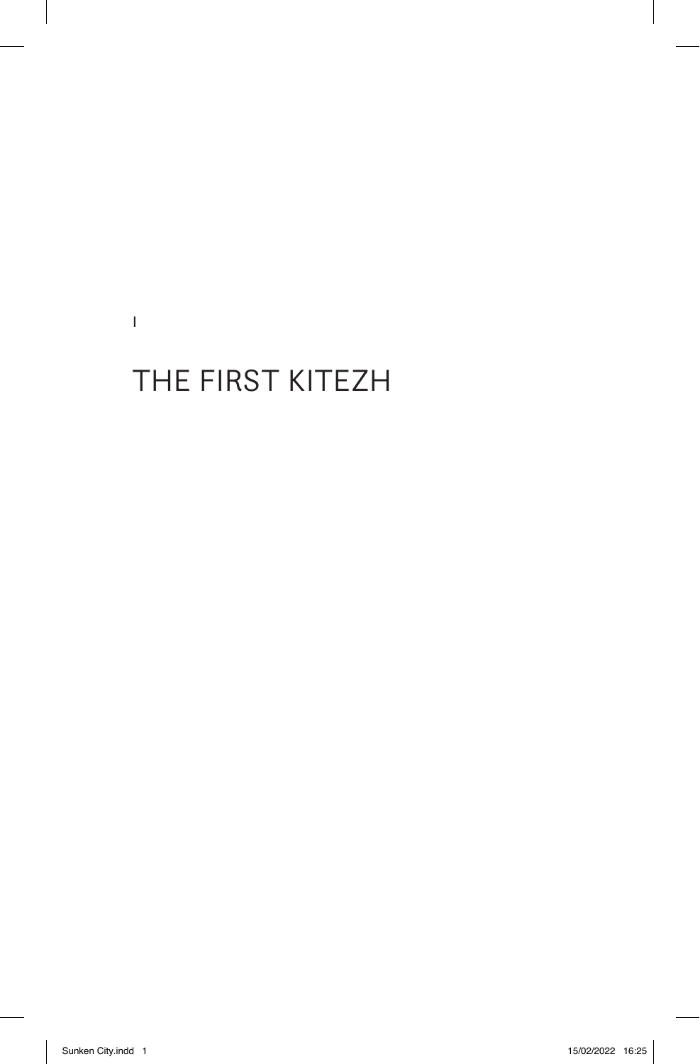I

# THE FIRST KITEZH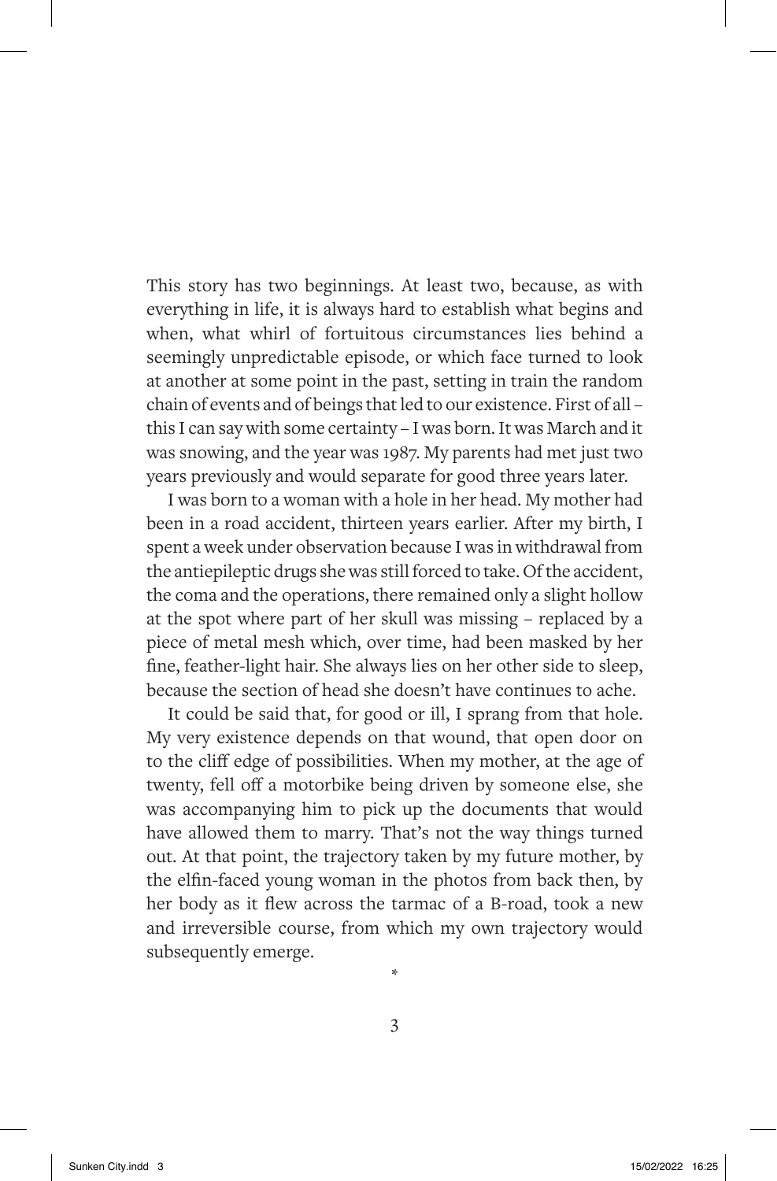This story has two beginnings. At least two, because, as with everything in life, it is always hard to establish what begins and when, what whirl of fortuitous circumstances lies behind a seemingly unpredictable episode, or which face turned to look at another at some point in the past, setting in train the random chain of events and of beings that led to our existence. First of all – this I can say with some certainty – I was born. It was March and it was snowing, and the year was 1987. My parents had met just two years previously and would separate for good three years later.

I was born to a woman with a hole in her head. My mother had been in a road accident, thirteen years earlier. After my birth, I spent a week under observation because I was in withdrawal from the antiepileptic drugs she was still forced to take. Of the accident, the coma and the operations, there remained only a slight hollow at the spot where part of her skull was missing – replaced by a piece of metal mesh which, over time, had been masked by her fine, feather-light hair. She always lies on her other side to sleep, because the section of head she doesn't have continues to ache.

It could be said that, for good or ill, I sprang from that hole. My very existence depends on that wound, that open door on to the cliff edge of possibilities. When my mother, at the age of twenty, fell off a motorbike being driven by someone else, she was accompanying him to pick up the documents that would have allowed them to marry. That's not the way things turned out. At that point, the trajectory taken by my future mother, by the elfin-faced young woman in the photos from back then, by her body as it flew across the tarmac of a B-road, took a new and irreversible course, from which my own trajectory would subsequently emerge.

*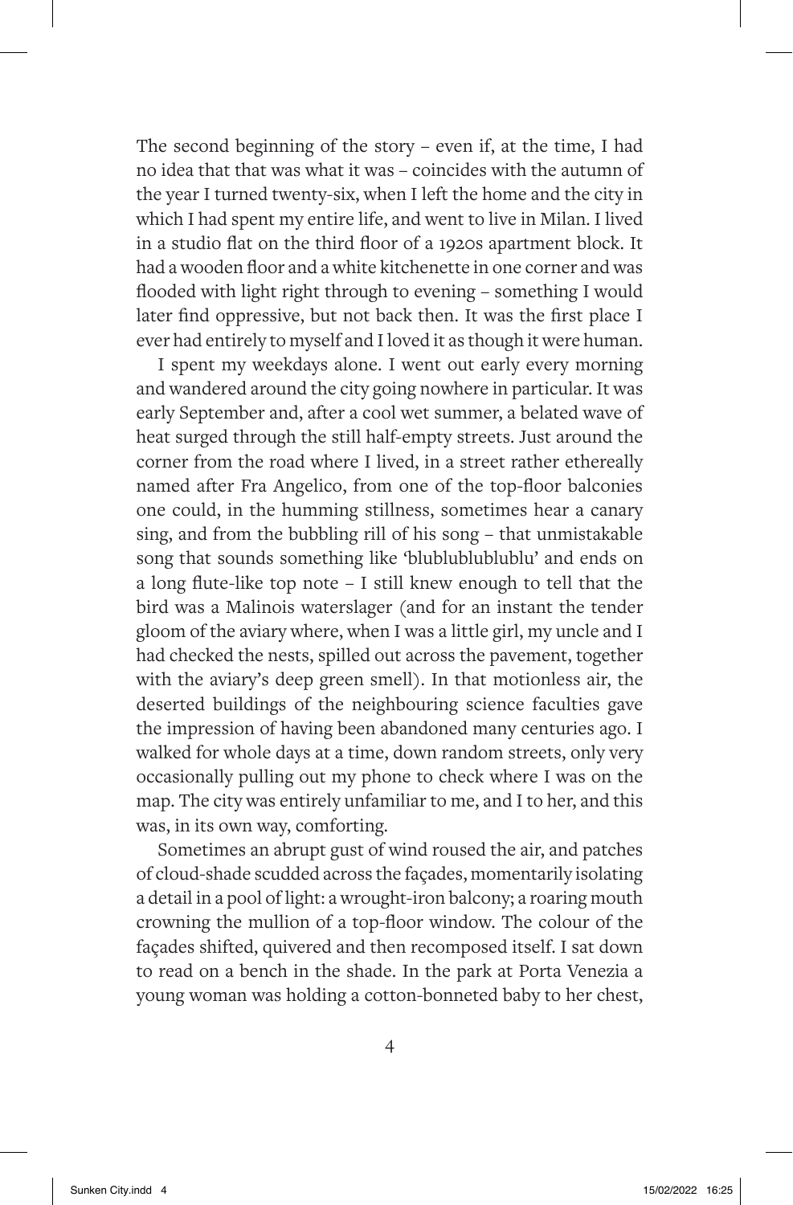The second beginning of the story – even if, at the time, I had no idea that that was what it was – coincides with the autumn of the year I turned twenty-six, when I left the home and the city in which I had spent my entire life, and went to live in Milan. I lived in a studio flat on the third floor of a 1920s apartment block. It had a wooden floor and a white kitchenette in one corner and was flooded with light right through to evening – something I would later find oppressive, but not back then. It was the first place I ever had entirely to myself and I loved it as though it were human.

I spent my weekdays alone. I went out early every morning and wandered around the city going nowhere in particular. It was early September and, after a cool wet summer, a belated wave of heat surged through the still half-empty streets. Just around the corner from the road where I lived, in a street rather ethereally named after Fra Angelico, from one of the top-floor balconies one could, in the humming stillness, sometimes hear a canary sing, and from the bubbling rill of his song – that unmistakable song that sounds something like 'blublublublublu' and ends on a long flute-like top note – I still knew enough to tell that the bird was a Malinois waterslager (and for an instant the tender gloom of the aviary where, when I was a little girl, my uncle and I had checked the nests, spilled out across the pavement, together with the aviary's deep green smell). In that motionless air, the deserted buildings of the neighbouring science faculties gave the impression of having been abandoned many centuries ago. I walked for whole days at a time, down random streets, only very occasionally pulling out my phone to check where I was on the map. The city was entirely unfamiliar to me, and I to her, and this was, in its own way, comforting.

Sometimes an abrupt gust of wind roused the air, and patches of cloud-shade scudded across the façades, momentarily isolating a detail in a pool of light: a wrought-iron balcony; a roaring mouth crowning the mullion of a top-floor window. The colour of the façades shifted, quivered and then recomposed itself. I sat down to read on a bench in the shade. In the park at Porta Venezia a young woman was holding a cotton-bonneted baby to her chest,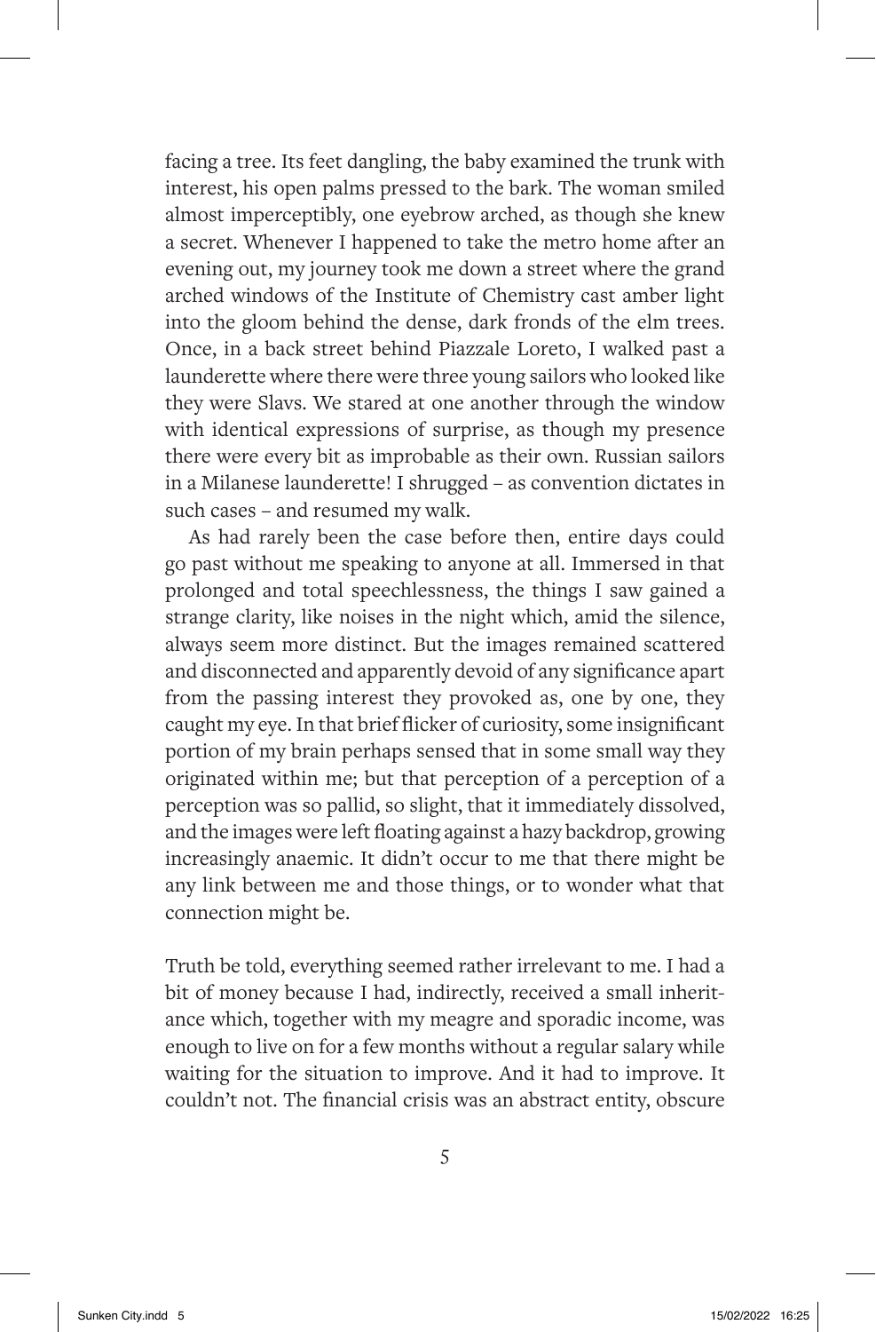facing a tree. Its feet dangling, the baby examined the trunk with interest, his open palms pressed to the bark. The woman smiled almost imperceptibly, one eyebrow arched, as though she knew a secret. Whenever I happened to take the metro home after an evening out, my journey took me down a street where the grand arched windows of the Institute of Chemistry cast amber light into the gloom behind the dense, dark fronds of the elm trees. Once, in a back street behind Piazzale Loreto, I walked past a launderette where there were three young sailors who looked like they were Slavs. We stared at one another through the window with identical expressions of surprise, as though my presence there were every bit as improbable as their own. Russian sailors in a Milanese launderette! I shrugged – as convention dictates in such cases – and resumed my walk.

As had rarely been the case before then, entire days could go past without me speaking to anyone at all. Immersed in that prolonged and total speechlessness, the things I saw gained a strange clarity, like noises in the night which, amid the silence, always seem more distinct. But the images remained scattered and disconnected and apparently devoid of any significance apart from the passing interest they provoked as, one by one, they caught my eye. In that brief flicker of curiosity, some insignificant portion of my brain perhaps sensed that in some small way they originated within me; but that perception of a perception of a perception was so pallid, so slight, that it immediately dissolved, and the images were left floating against a hazy backdrop, growing increasingly anaemic. It didn't occur to me that there might be any link between me and those things, or to wonder what that connection might be.

Truth be told, everything seemed rather irrelevant to me. I had a bit of money because I had, indirectly, received a small inheritance which, together with my meagre and sporadic income, was enough to live on for a few months without a regular salary while waiting for the situation to improve. And it had to improve. It couldn't not. The financial crisis was an abstract entity, obscure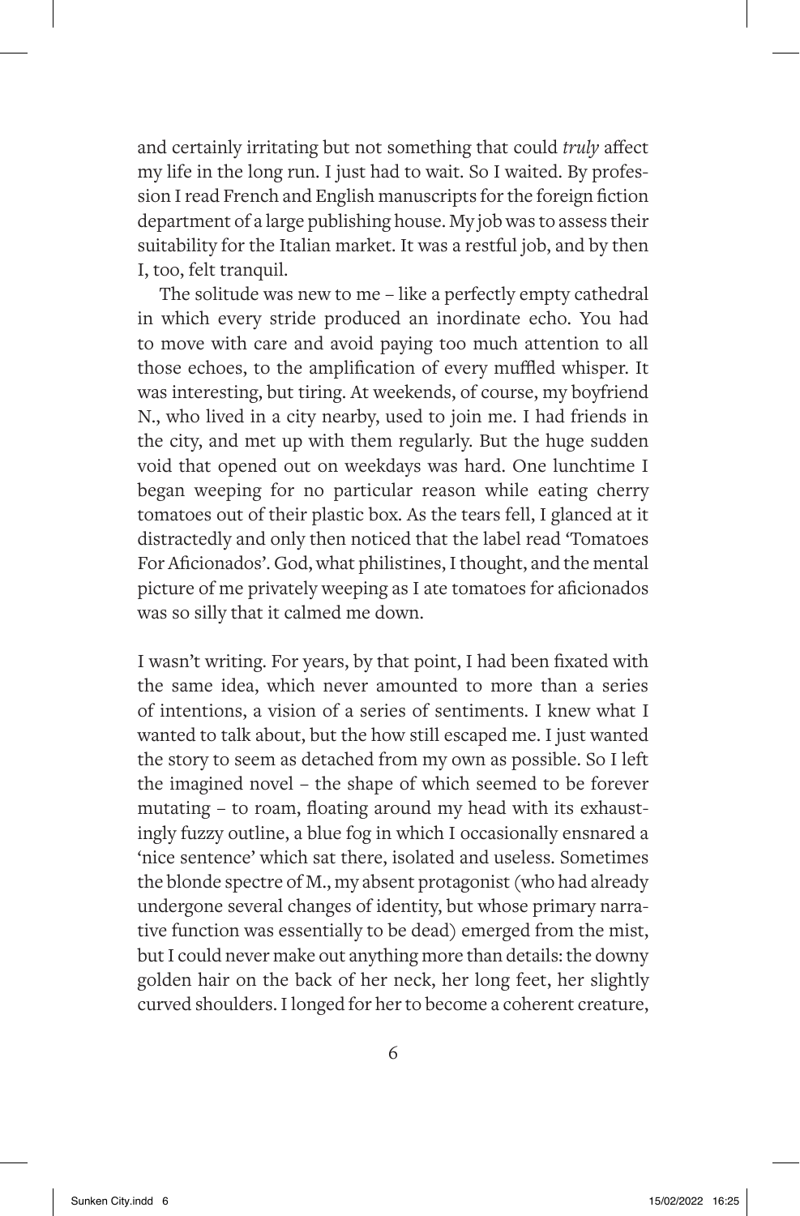and certainly irritating but not something that could *truly* affect my life in the long run. I just had to wait. So I waited. By profession I read French and English manuscripts for the foreign fiction department of a large publishing house. My job was to assess their suitability for the Italian market. It was a restful job, and by then I, too, felt tranquil.

The solitude was new to me – like a perfectly empty cathedral in which every stride produced an inordinate echo. You had to move with care and avoid paying too much attention to all those echoes, to the amplification of every muffled whisper. It was interesting, but tiring. At weekends, of course, my boyfriend N., who lived in a city nearby, used to join me. I had friends in the city, and met up with them regularly. But the huge sudden void that opened out on weekdays was hard. One lunchtime I began weeping for no particular reason while eating cherry tomatoes out of their plastic box. As the tears fell, I glanced at it distractedly and only then noticed that the label read 'Tomatoes For Aficionados'. God, what philistines, I thought, and the mental picture of me privately weeping as I ate tomatoes for aficionados was so silly that it calmed me down.

I wasn't writing. For years, by that point, I had been fixated with the same idea, which never amounted to more than a series of intentions, a vision of a series of sentiments. I knew what I wanted to talk about, but the how still escaped me. I just wanted the story to seem as detached from my own as possible. So I left the imagined novel – the shape of which seemed to be forever mutating – to roam, floating around my head with its exhaustingly fuzzy outline, a blue fog in which I occasionally ensnared a 'nice sentence' which sat there, isolated and useless. Sometimes the blonde spectre of M., my absent protagonist (who had already undergone several changes of identity, but whose primary narrative function was essentially to be dead) emerged from the mist, but I could never make out anything more than details: the downy golden hair on the back of her neck, her long feet, her slightly curved shoulders. I longed for her to become a coherent creature,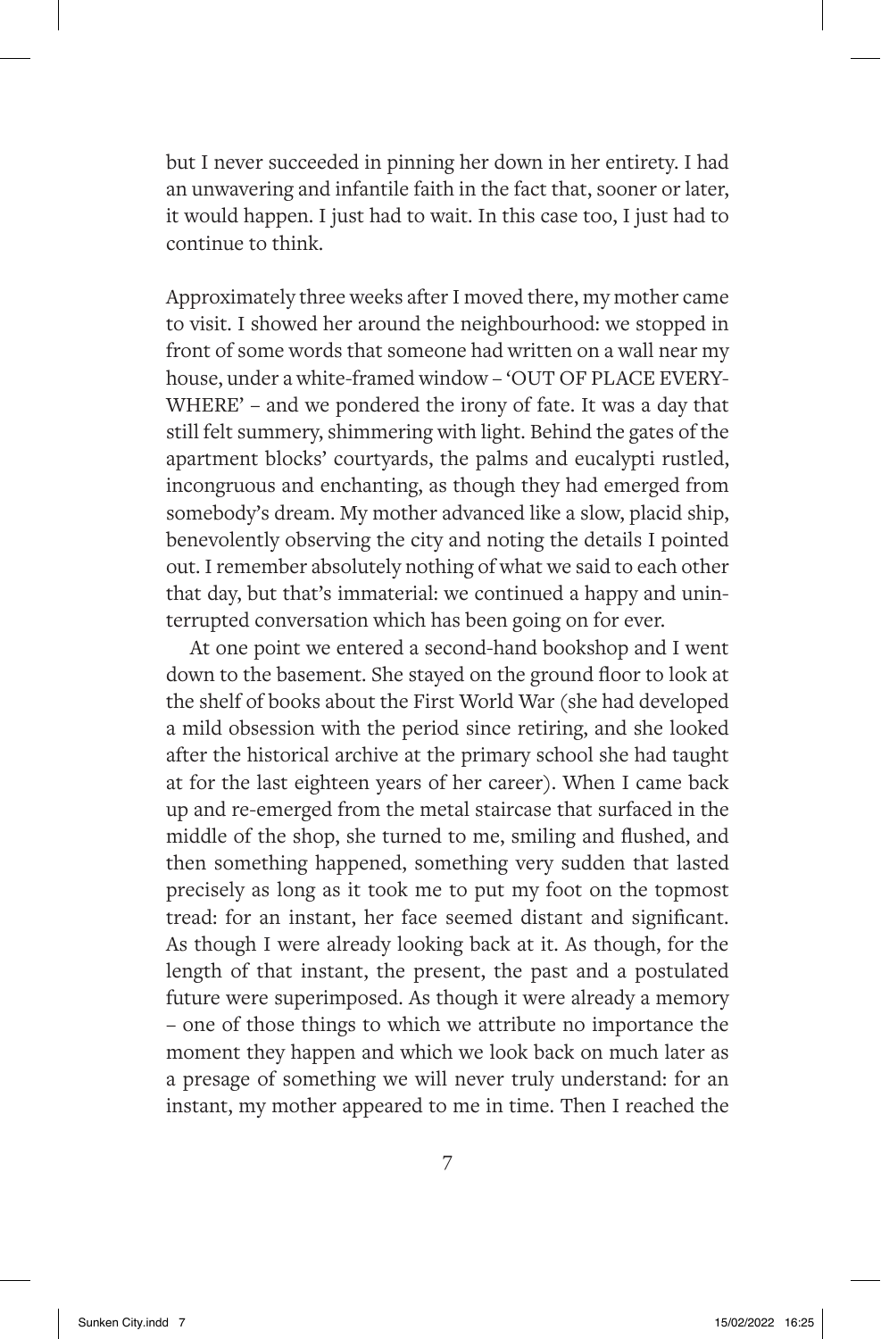but I never succeeded in pinning her down in her entirety. I had an unwavering and infantile faith in the fact that, sooner or later, it would happen. I just had to wait. In this case too, I just had to continue to think.

Approximately three weeks after I moved there, my mother came to visit. I showed her around the neighbourhood: we stopped in front of some words that someone had written on a wall near my house, under a white-framed window – 'OUT OF PLACE EVERYWHERE' – and we pondered the irony of fate. It was a day that still felt summery, shimmering with light. Behind the gates of the apartment blocks' courtyards, the palms and eucalypti rustled, incongruous and enchanting, as though they had emerged from somebody's dream. My mother advanced like a slow, placid ship, benevolently observing the city and noting the details I pointed out. I remember absolutely nothing of what we said to each other that day, but that's immaterial: we continued a happy and uninterrupted conversation which has been going on for ever.

At one point we entered a second-hand bookshop and I went down to the basement. She stayed on the ground floor to look at the shelf of books about the First World War (she had developed a mild obsession with the period since retiring, and she looked after the historical archive at the primary school she had taught at for the last eighteen years of her career). When I came back up and re-emerged from the metal staircase that surfaced in the middle of the shop, she turned to me, smiling and flushed, and then something happened, something very sudden that lasted precisely as long as it took me to put my foot on the topmost tread: for an instant, her face seemed distant and significant. As though I were already looking back at it. As though, for the length of that instant, the present, the past and a postulated future were superimposed. As though it were already a memory – one of those things to which we attribute no importance the moment they happen and which we look back on much later as a presage of something we will never truly understand: for an instant, my mother appeared to me in time. Then I reached the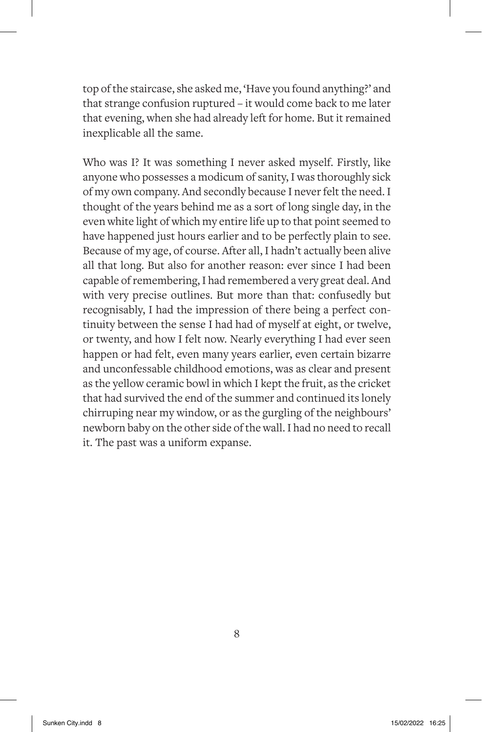top of the staircase, she asked me, 'Have you found anything?' and that strange confusion ruptured – it would come back to me later that evening, when she had already left for home. But it remained inexplicable all the same.

Who was I? It was something I never asked myself. Firstly, like anyone who possesses a modicum of sanity, I was thoroughly sick of my own company. And secondly because I never felt the need. I thought of the years behind me as a sort of long single day, in the even white light of which my entire life up to that point seemed to have happened just hours earlier and to be perfectly plain to see. Because of my age, of course. After all, I hadn't actually been alive all that long. But also for another reason: ever since I had been capable of remembering, I had remembered a very great deal. And with very precise outlines. But more than that: confusedly but recognisably, I had the impression of there being a perfect continuity between the sense I had had of myself at eight, or twelve, or twenty, and how I felt now. Nearly everything I had ever seen happen or had felt, even many years earlier, even certain bizarre and unconfessable childhood emotions, was as clear and present as the yellow ceramic bowl in which I kept the fruit, as the cricket that had survived the end of the summer and continued its lonely chirruping near my window, or as the gurgling of the neighbours' newborn baby on the other side of the wall. I had no need to recall it. The past was a uniform expanse.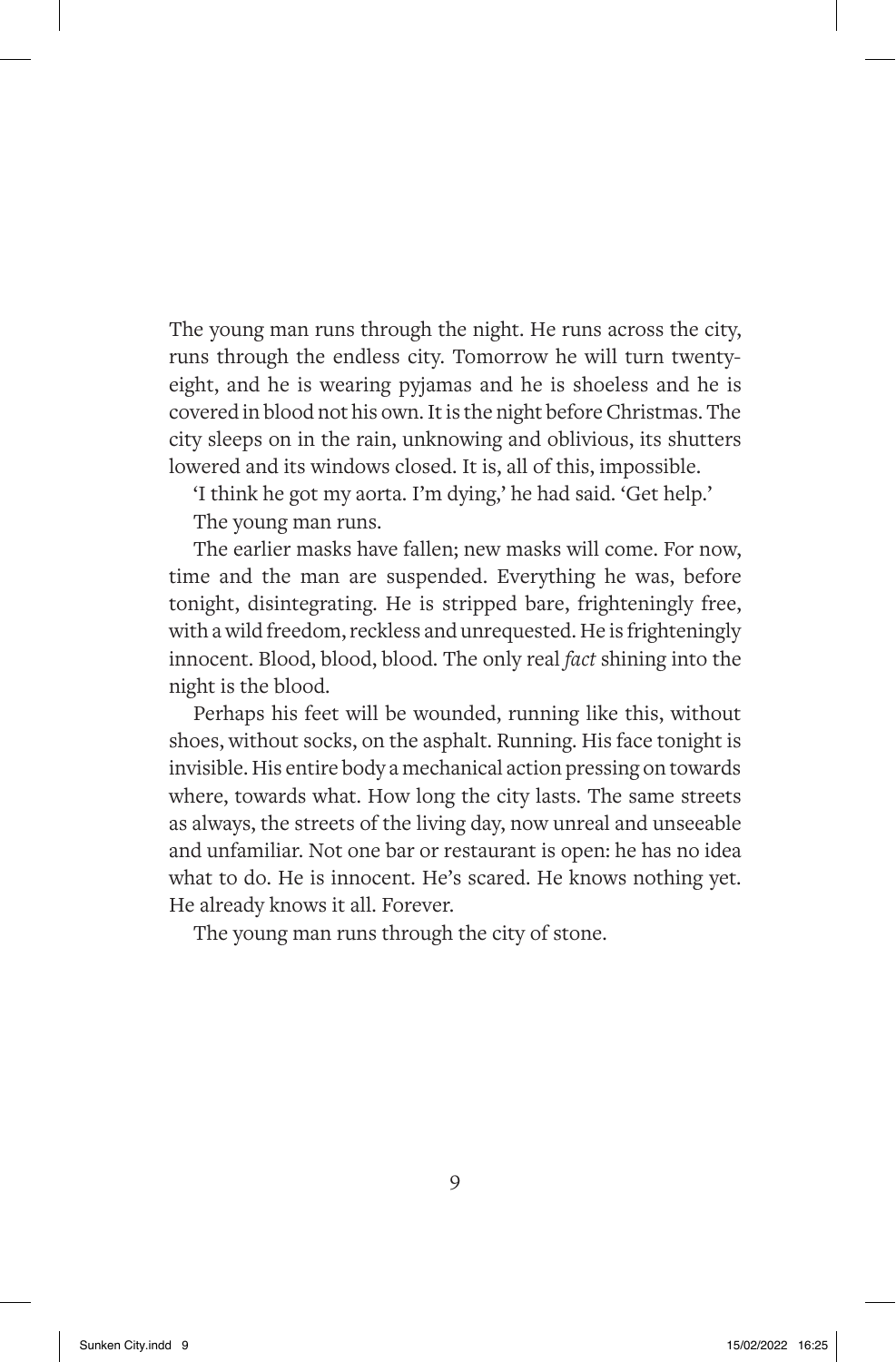The young man runs through the night. He runs across the city, runs through the endless city. Tomorrow he will turn twenty-eight, and he is wearing pyjamas and he is shoeless and he is covered in blood not his own. It is the night before Christmas. The city sleeps on in the rain, unknowing and oblivious, its shutters lowered and its windows closed. It is, all of this, impossible.

'I think he got my aorta. I'm dying,' he had said. 'Get help.'

The young man runs.

The earlier masks have fallen; new masks will come. For now, time and the man are suspended. Everything he was, before tonight, disintegrating. He is stripped bare, frighteningly free, with a wild freedom, reckless and unrequested. He is frighteningly innocent. Blood, blood, blood. The only real *fact* shining into the night is the blood.

Perhaps his feet will be wounded, running like this, without shoes, without socks, on the asphalt. Running. His face tonight is invisible. His entire body a mechanical action pressing on towards where, towards what. How long the city lasts. The same streets as always, the streets of the living day, now unreal and unseeable and unfamiliar. Not one bar or restaurant is open: he has no idea what to do. He is innocent. He's scared. He knows nothing yet. He already knows it all. Forever.

The young man runs through the city of stone.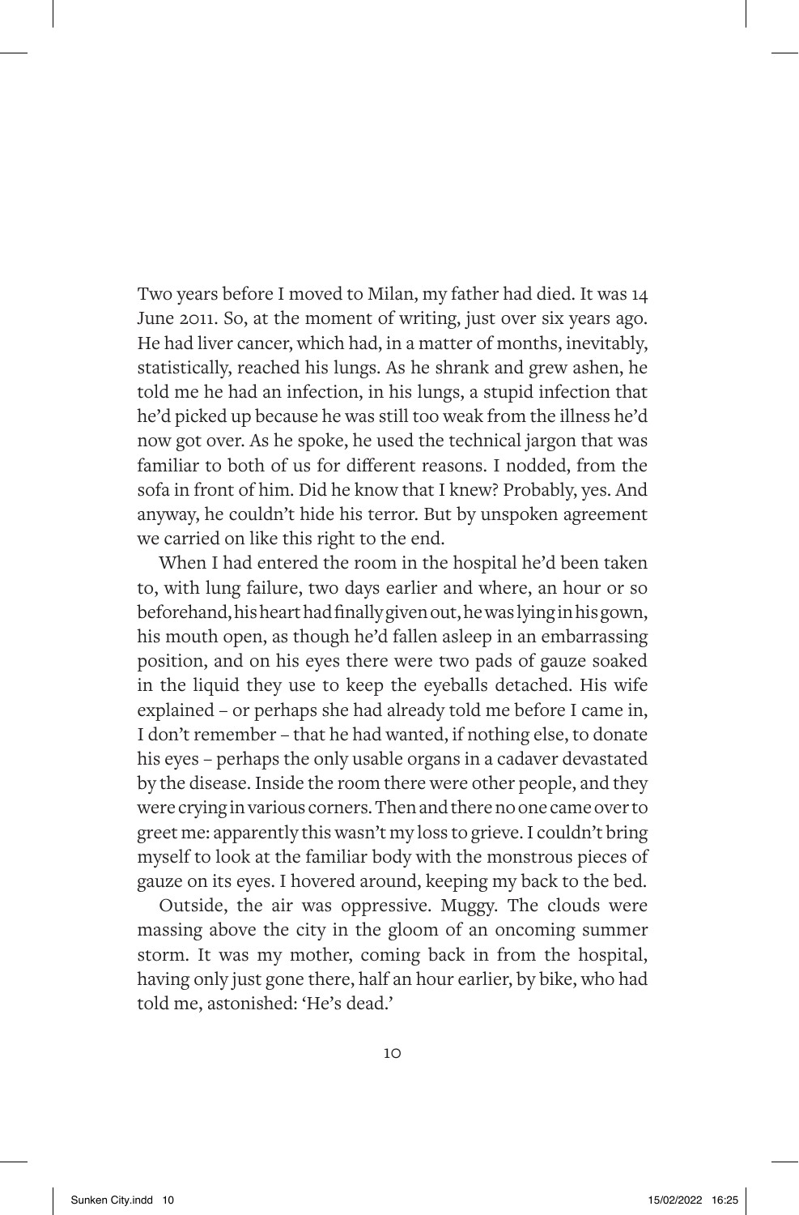Two years before I moved to Milan, my father had died. It was 14 June 2011. So, at the moment of writing, just over six years ago. He had liver cancer, which had, in a matter of months, inevitably, statistically, reached his lungs. As he shrank and grew ashen, he told me he had an infection, in his lungs, a stupid infection that he'd picked up because he was still too weak from the illness he'd now got over. As he spoke, he used the technical jargon that was familiar to both of us for different reasons. I nodded, from the sofa in front of him. Did he know that I knew? Probably, yes. And anyway, he couldn't hide his terror. But by unspoken agreement we carried on like this right to the end.

When I had entered the room in the hospital he'd been taken to, with lung failure, two days earlier and where, an hour or so beforehand, his heart had finally given out, he was lying in his gown, his mouth open, as though he'd fallen asleep in an embarrassing position, and on his eyes there were two pads of gauze soaked in the liquid they use to keep the eyeballs detached. His wife explained – or perhaps she had already told me before I came in, I don't remember – that he had wanted, if nothing else, to donate his eyes – perhaps the only usable organs in a cadaver devastated by the disease. Inside the room there were other people, and they were crying in various corners. Then and there no one came over to greet me: apparently this wasn't my loss to grieve. I couldn't bring myself to look at the familiar body with the monstrous pieces of gauze on its eyes. I hovered around, keeping my back to the bed.

Outside, the air was oppressive. Muggy. The clouds were massing above the city in the gloom of an oncoming summer storm. It was my mother, coming back in from the hospital, having only just gone there, half an hour earlier, by bike, who had told me, astonished: 'He's dead.'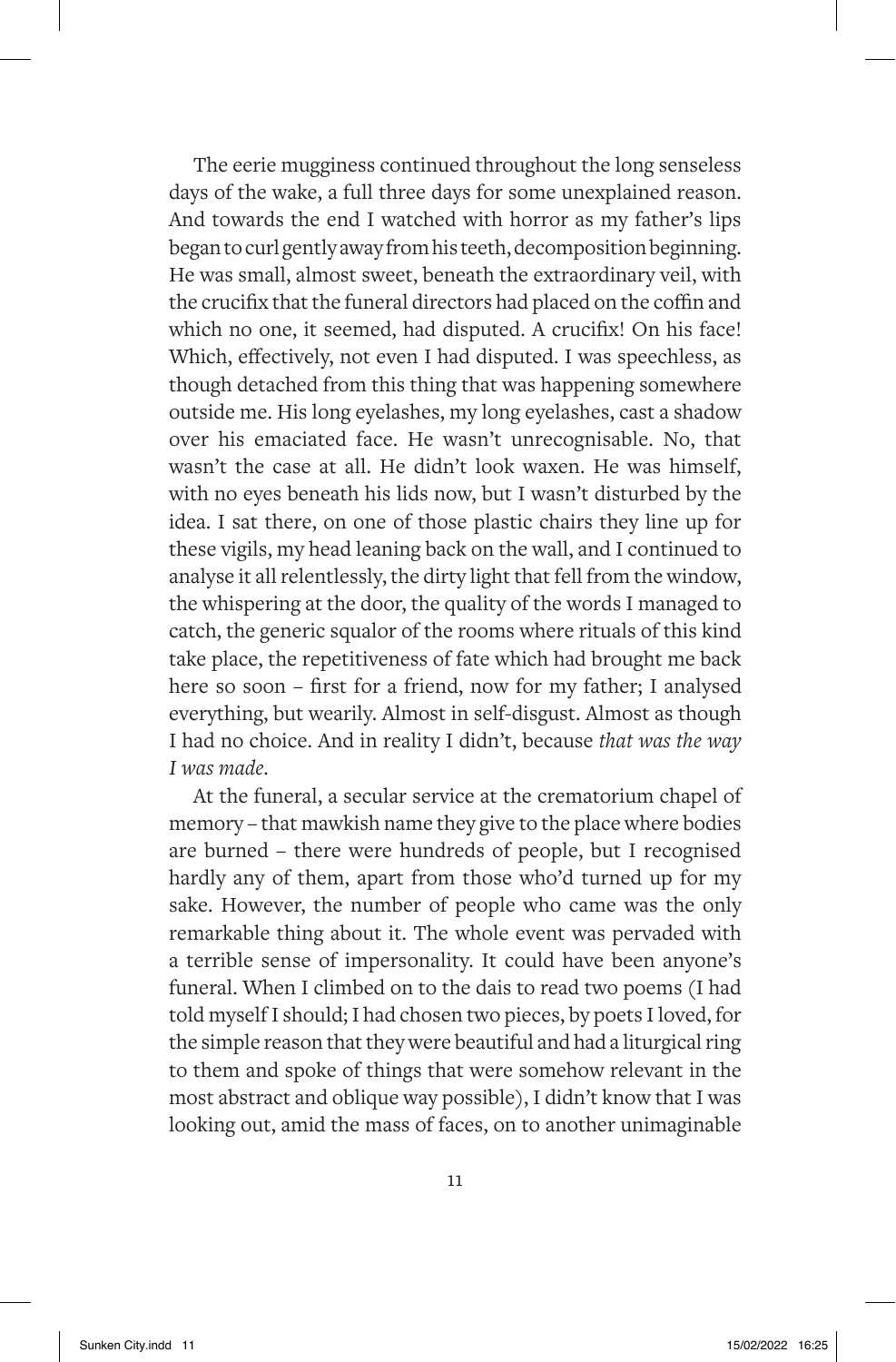The eerie mugginess continued throughout the long senseless days of the wake, a full three days for some unexplained reason. And towards the end I watched with horror as my father's lips began to curl gently away from his teeth, decomposition beginning. He was small, almost sweet, beneath the extraordinary veil, with the crucifix that the funeral directors had placed on the coffin and which no one, it seemed, had disputed. A crucifix! On his face! Which, effectively, not even I had disputed. I was speechless, as though detached from this thing that was happening somewhere outside me. His long eyelashes, my long eyelashes, cast a shadow over his emaciated face. He wasn't unrecognisable. No, that wasn't the case at all. He didn't look waxen. He was himself, with no eyes beneath his lids now, but I wasn't disturbed by the idea. I sat there, on one of those plastic chairs they line up for these vigils, my head leaning back on the wall, and I continued to analyse it all relentlessly, the dirty light that fell from the window, the whispering at the door, the quality of the words I managed to catch, the generic squalor of the rooms where rituals of this kind take place, the repetitiveness of fate which had brought me back here so soon – first for a friend, now for my father; I analysed everything, but wearily. Almost in self-disgust. Almost as though I had no choice. And in reality I didn't, because *that was the way I was made*.

At the funeral, a secular service at the crematorium chapel of memory – that mawkish name they give to the place where bodies are burned – there were hundreds of people, but I recognised hardly any of them, apart from those who'd turned up for my sake. However, the number of people who came was the only remarkable thing about it. The whole event was pervaded with a terrible sense of impersonality. It could have been anyone's funeral. When I climbed on to the dais to read two poems (I had told myself I should; I had chosen two pieces, by poets I loved, for the simple reason that they were beautiful and had a liturgical ring to them and spoke of things that were somehow relevant in the most abstract and oblique way possible), I didn't know that I was looking out, amid the mass of faces, on to another unimaginable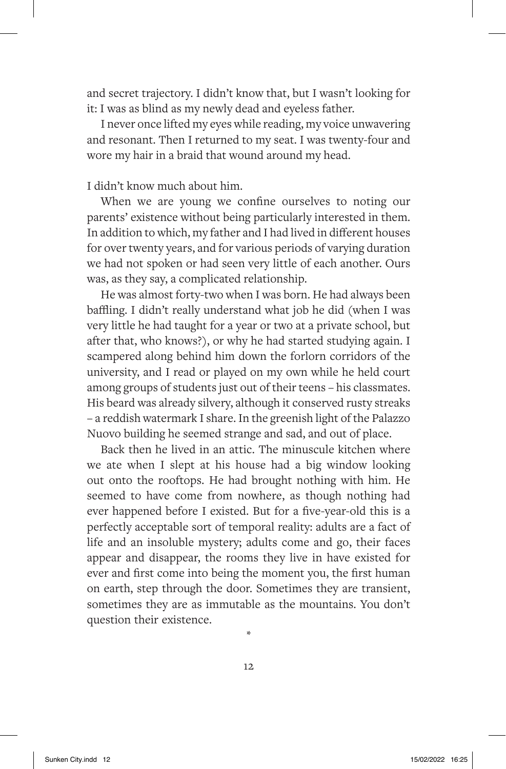and secret trajectory. I didn't know that, but I wasn't looking for it: I was as blind as my newly dead and eyeless father.

I never once lifted my eyes while reading, my voice unwavering and resonant. Then I returned to my seat. I was twenty-four and wore my hair in a braid that wound around my head.

I didn't know much about him.

When we are young we confine ourselves to noting our parents' existence without being particularly interested in them. In addition to which, my father and I had lived in different houses for over twenty years, and for various periods of varying duration we had not spoken or had seen very little of each another. Ours was, as they say, a complicated relationship.

He was almost forty-two when I was born. He had always been baffling. I didn't really understand what job he did (when I was very little he had taught for a year or two at a private school, but after that, who knows?), or why he had started studying again. I scampered along behind him down the forlorn corridors of the university, and I read or played on my own while he held court among groups of students just out of their teens – his classmates. His beard was already silvery, although it conserved rusty streaks – a reddish watermark I share. In the greenish light of the Palazzo Nuovo building he seemed strange and sad, and out of place.

Back then he lived in an attic. The minuscule kitchen where we ate when I slept at his house had a big window looking out onto the rooftops. He had brought nothing with him. He seemed to have come from nowhere, as though nothing had ever happened before I existed. But for a five-year-old this is a perfectly acceptable sort of temporal reality: adults are a fact of life and an insoluble mystery; adults come and go, their faces appear and disappear, the rooms they live in have existed for ever and first come into being the moment you, the first human on earth, step through the door. Sometimes they are transient, sometimes they are as immutable as the mountains. You don't question their existence.

*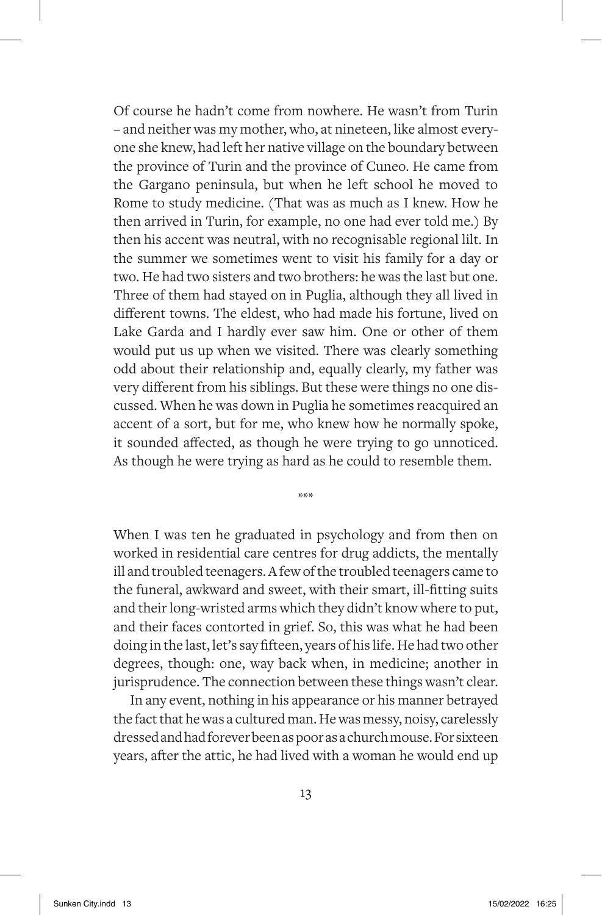Of course he hadn't come from nowhere. He wasn't from Turin – and neither was my mother, who, at nineteen, like almost everyone she knew, had left her native village on the boundary between the province of Turin and the province of Cuneo. He came from the Gargano peninsula, but when he left school he moved to Rome to study medicine. (That was as much as I knew. How he then arrived in Turin, for example, no one had ever told me.) By then his accent was neutral, with no recognisable regional lilt. In the summer we sometimes went to visit his family for a day or two. He had two sisters and two brothers: he was the last but one. Three of them had stayed on in Puglia, although they all lived in different towns. The eldest, who had made his fortune, lived on Lake Garda and I hardly ever saw him. One or other of them would put us up when we visited. There was clearly something odd about their relationship and, equally clearly, my father was very different from his siblings. But these were things no one discussed. When he was down in Puglia he sometimes reacquired an accent of a sort, but for me, who knew how he normally spoke, it sounded affected, as though he were trying to go unnoticed. As though he were trying as hard as he could to resemble them.

***

When I was ten he graduated in psychology and from then on worked in residential care centres for drug addicts, the mentally ill and troubled teenagers. A few of the troubled teenagers came to the funeral, awkward and sweet, with their smart, ill-fitting suits and their long-wristed arms which they didn't know where to put, and their faces contorted in grief. So, this was what he had been doing in the last, let's say fifteen, years of his life. He had two other degrees, though: one, way back when, in medicine; another in jurisprudence. The connection between these things wasn't clear.

In any event, nothing in his appearance or his manner betrayed the fact that he was a cultured man. He was messy, noisy, carelessly dressed and had forever been as poor as a church mouse. For sixteen years, after the attic, he had lived with a woman he would end up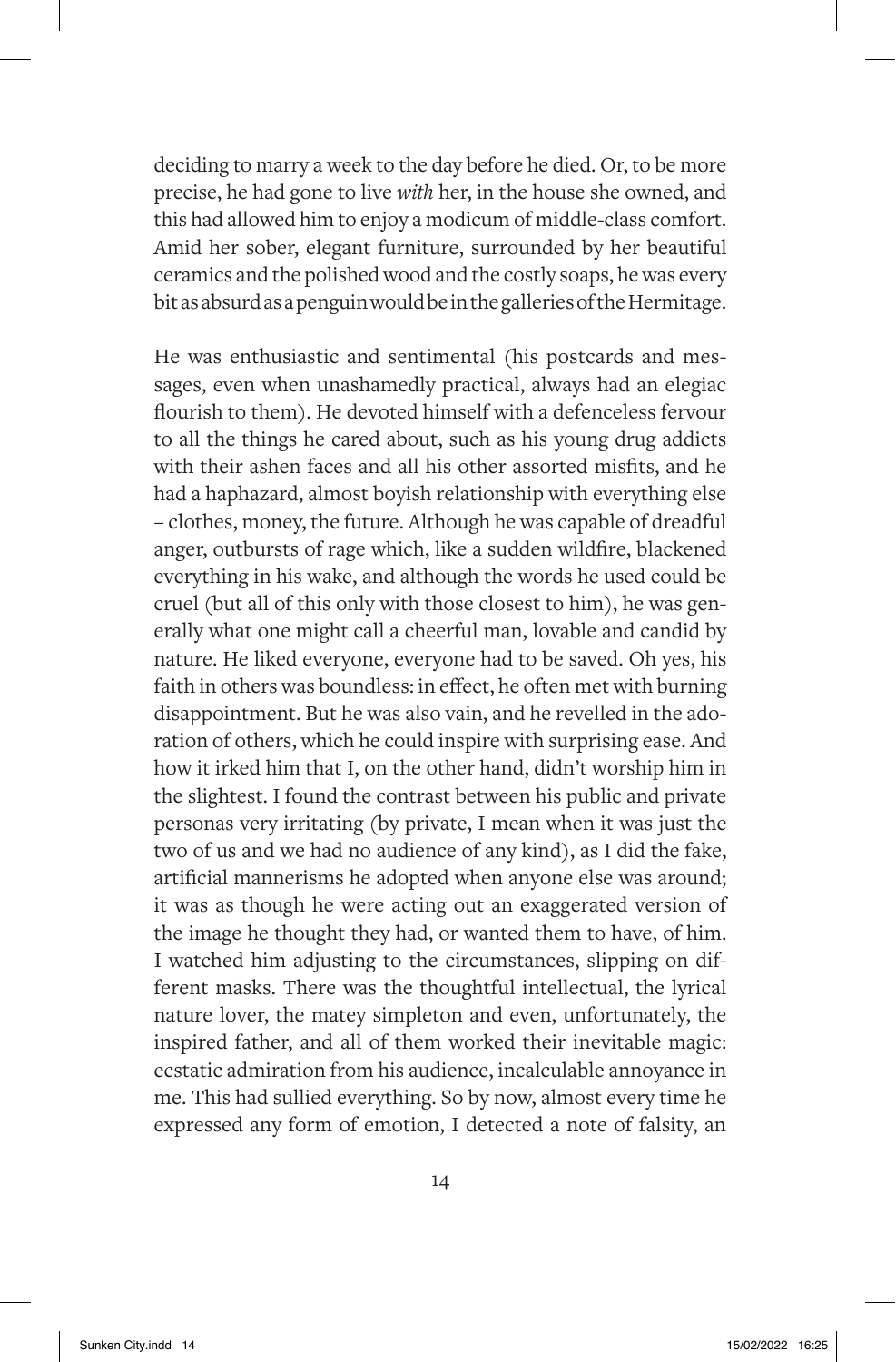deciding to marry a week to the day before he died. Or, to be more precise, he had gone to live *with* her, in the house she owned, and this had allowed him to enjoy a modicum of middle-class comfort. Amid her sober, elegant furniture, surrounded by her beautiful ceramics and the polished wood and the costly soaps, he was every bit as absurd as a penguin would be in the galleries of the Hermitage.

He was enthusiastic and sentimental (his postcards and messages, even when unashamedly practical, always had an elegiac flourish to them). He devoted himself with a defenceless fervour to all the things he cared about, such as his young drug addicts with their ashen faces and all his other assorted misfits, and he had a haphazard, almost boyish relationship with everything else – clothes, money, the future. Although he was capable of dreadful anger, outbursts of rage which, like a sudden wildfire, blackened everything in his wake, and although the words he used could be cruel (but all of this only with those closest to him), he was generally what one might call a cheerful man, lovable and candid by nature. He liked everyone, everyone had to be saved. Oh yes, his faith in others was boundless: in effect, he often met with burning disappointment. But he was also vain, and he revelled in the adoration of others, which he could inspire with surprising ease. And how it irked him that I, on the other hand, didn't worship him in the slightest. I found the contrast between his public and private personas very irritating (by private, I mean when it was just the two of us and we had no audience of any kind), as I did the fake, artificial mannerisms he adopted when anyone else was around; it was as though he were acting out an exaggerated version of the image he thought they had, or wanted them to have, of him. I watched him adjusting to the circumstances, slipping on different masks. There was the thoughtful intellectual, the lyrical nature lover, the matey simpleton and even, unfortunately, the inspired father, and all of them worked their inevitable magic: ecstatic admiration from his audience, incalculable annoyance in me. This had sullied everything. So by now, almost every time he expressed any form of emotion, I detected a note of falsity, an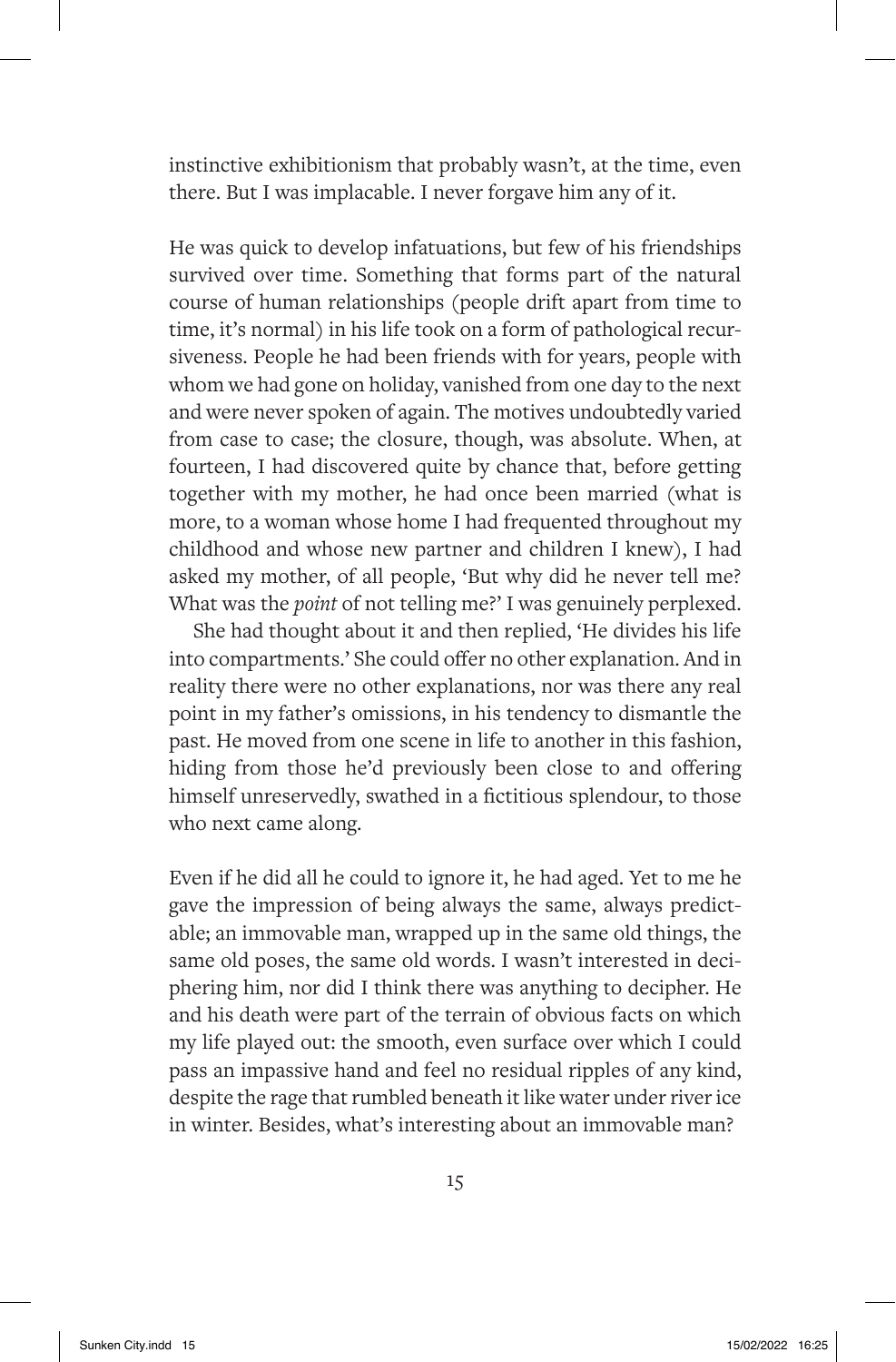instinctive exhibitionism that probably wasn't, at the time, even there. But I was implacable. I never forgave him any of it.

He was quick to develop infatuations, but few of his friendships survived over time. Something that forms part of the natural course of human relationships (people drift apart from time to time, it's normal) in his life took on a form of pathological recursiveness. People he had been friends with for years, people with whom we had gone on holiday, vanished from one day to the next and were never spoken of again. The motives undoubtedly varied from case to case; the closure, though, was absolute. When, at fourteen, I had discovered quite by chance that, before getting together with my mother, he had once been married (what is more, to a woman whose home I had frequented throughout my childhood and whose new partner and children I knew), I had asked my mother, of all people, 'But why did he never tell me? What was the *point* of not telling me?' I was genuinely perplexed.

She had thought about it and then replied, 'He divides his life into compartments.' She could offer no other explanation. And in reality there were no other explanations, nor was there any real point in my father's omissions, in his tendency to dismantle the past. He moved from one scene in life to another in this fashion, hiding from those he'd previously been close to and offering himself unreservedly, swathed in a fictitious splendour, to those who next came along.

Even if he did all he could to ignore it, he had aged. Yet to me he gave the impression of being always the same, always predictable; an immovable man, wrapped up in the same old things, the same old poses, the same old words. I wasn't interested in deciphering him, nor did I think there was anything to decipher. He and his death were part of the terrain of obvious facts on which my life played out: the smooth, even surface over which I could pass an impassive hand and feel no residual ripples of any kind, despite the rage that rumbled beneath it like water under river ice in winter. Besides, what's interesting about an immovable man?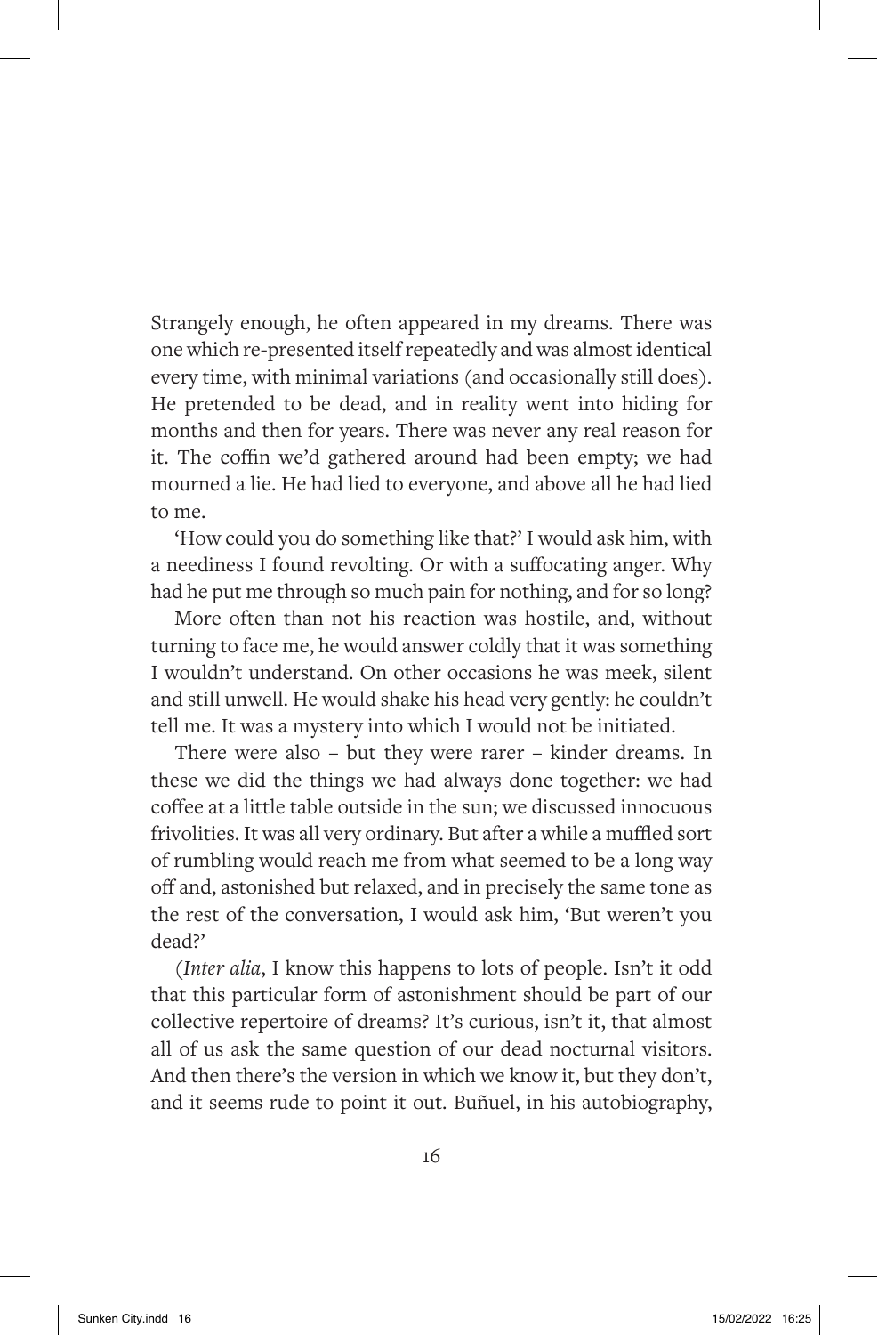Strangely enough, he often appeared in my dreams. There was one which re-presented itself repeatedly and was almost identical every time, with minimal variations (and occasionally still does). He pretended to be dead, and in reality went into hiding for months and then for years. There was never any real reason for it. The coffin we'd gathered around had been empty; we had mourned a lie. He had lied to everyone, and above all he had lied to me.

'How could you do something like that?' I would ask him, with a neediness I found revolting. Or with a suffocating anger. Why had he put me through so much pain for nothing, and for so long?

More often than not his reaction was hostile, and, without turning to face me, he would answer coldly that it was something I wouldn't understand. On other occasions he was meek, silent and still unwell. He would shake his head very gently: he couldn't tell me. It was a mystery into which I would not be initiated.

There were also – but they were rarer – kinder dreams. In these we did the things we had always done together: we had coffee at a little table outside in the sun; we discussed innocuous frivolities. It was all very ordinary. But after a while a muffled sort of rumbling would reach me from what seemed to be a long way off and, astonished but relaxed, and in precisely the same tone as the rest of the conversation, I would ask him, 'But weren't you dead?'

(*Inter alia*, I know this happens to lots of people. Isn't it odd that this particular form of astonishment should be part of our collective repertoire of dreams? It's curious, isn't it, that almost all of us ask the same question of our dead nocturnal visitors. And then there's the version in which we know it, but they don't, and it seems rude to point it out. Buñuel, in his autobiography,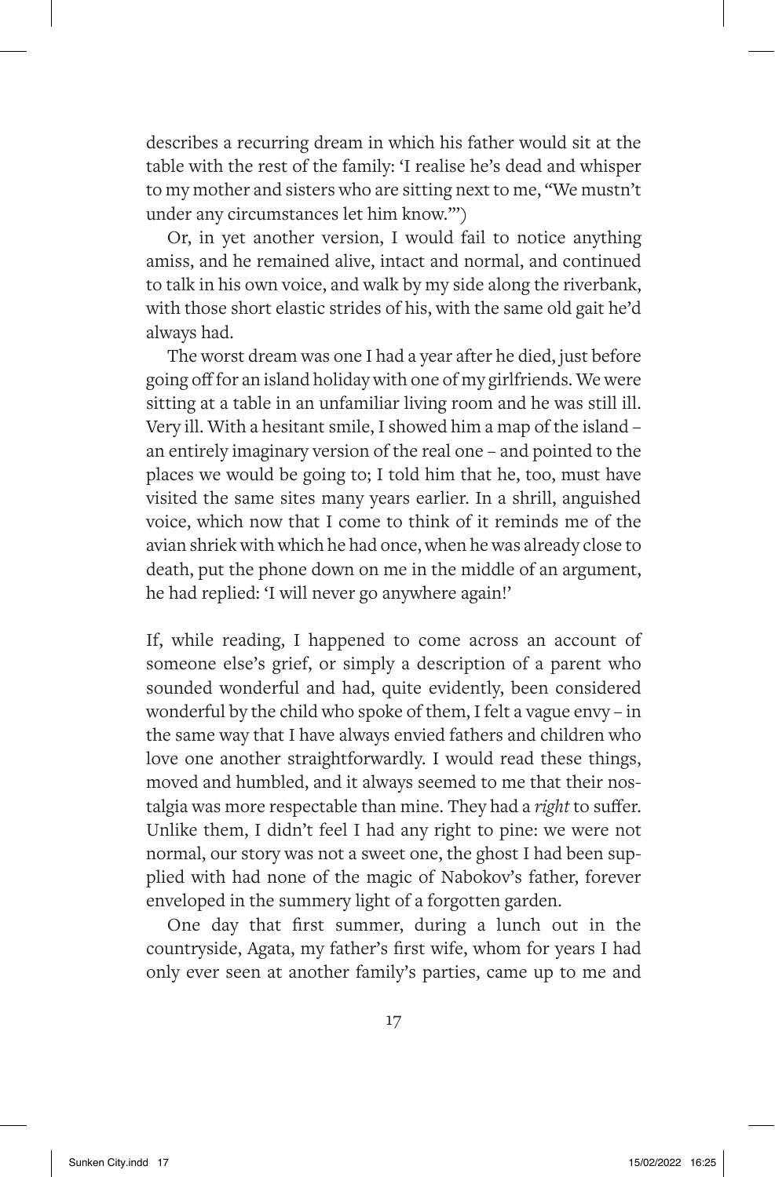describes a recurring dream in which his father would sit at the table with the rest of the family: 'I realise he's dead and whisper to my mother and sisters who are sitting next to me, "We mustn't under any circumstances let him know."')

Or, in yet another version, I would fail to notice anything amiss, and he remained alive, intact and normal, and continued to talk in his own voice, and walk by my side along the riverbank, with those short elastic strides of his, with the same old gait he'd always had.

The worst dream was one I had a year after he died, just before going off for an island holiday with one of my girlfriends. We were sitting at a table in an unfamiliar living room and he was still ill. Very ill. With a hesitant smile, I showed him a map of the island – an entirely imaginary version of the real one – and pointed to the places we would be going to; I told him that he, too, must have visited the same sites many years earlier. In a shrill, anguished voice, which now that I come to think of it reminds me of the avian shriek with which he had once, when he was already close to death, put the phone down on me in the middle of an argument, he had replied: 'I will never go anywhere again!'

If, while reading, I happened to come across an account of someone else's grief, or simply a description of a parent who sounded wonderful and had, quite evidently, been considered wonderful by the child who spoke of them, I felt a vague envy – in the same way that I have always envied fathers and children who love one another straightforwardly. I would read these things, moved and humbled, and it always seemed to me that their nostalgia was more respectable than mine. They had a *right* to suffer. Unlike them, I didn't feel I had any right to pine: we were not normal, our story was not a sweet one, the ghost I had been supplied with had none of the magic of Nabokov's father, forever enveloped in the summery light of a forgotten garden.

One day that first summer, during a lunch out in the countryside, Agata, my father's first wife, whom for years I had only ever seen at another family's parties, came up to me and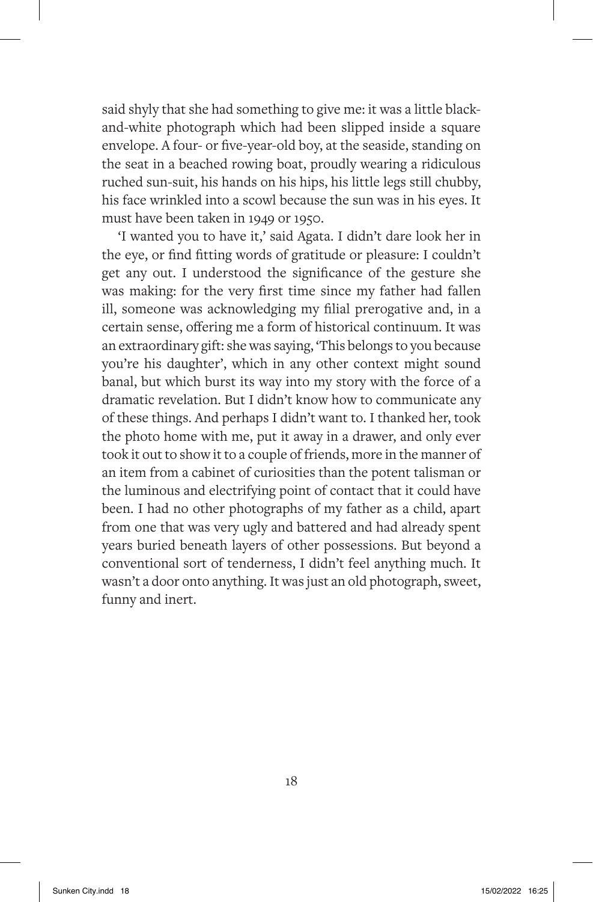said shyly that she had something to give me: it was a little black-and-white photograph which had been slipped inside a square envelope. A four- or five-year-old boy, at the seaside, standing on the seat in a beached rowing boat, proudly wearing a ridiculous ruched sun-suit, his hands on his hips, his little legs still chubby, his face wrinkled into a scowl because the sun was in his eyes. It must have been taken in 1949 or 1950.

'I wanted you to have it,' said Agata. I didn't dare look her in the eye, or find fitting words of gratitude or pleasure: I couldn't get any out. I understood the significance of the gesture she was making: for the very first time since my father had fallen ill, someone was acknowledging my filial prerogative and, in a certain sense, offering me a form of historical continuum. It was an extraordinary gift: she was saying, 'This belongs to you because you're his daughter', which in any other context might sound banal, but which burst its way into my story with the force of a dramatic revelation. But I didn't know how to communicate any of these things. And perhaps I didn't want to. I thanked her, took the photo home with me, put it away in a drawer, and only ever took it out to show it to a couple of friends, more in the manner of an item from a cabinet of curiosities than the potent talisman or the luminous and electrifying point of contact that it could have been. I had no other photographs of my father as a child, apart from one that was very ugly and battered and had already spent years buried beneath layers of other possessions. But beyond a conventional sort of tenderness, I didn't feel anything much. It wasn't a door onto anything. It was just an old photograph, sweet, funny and inert.